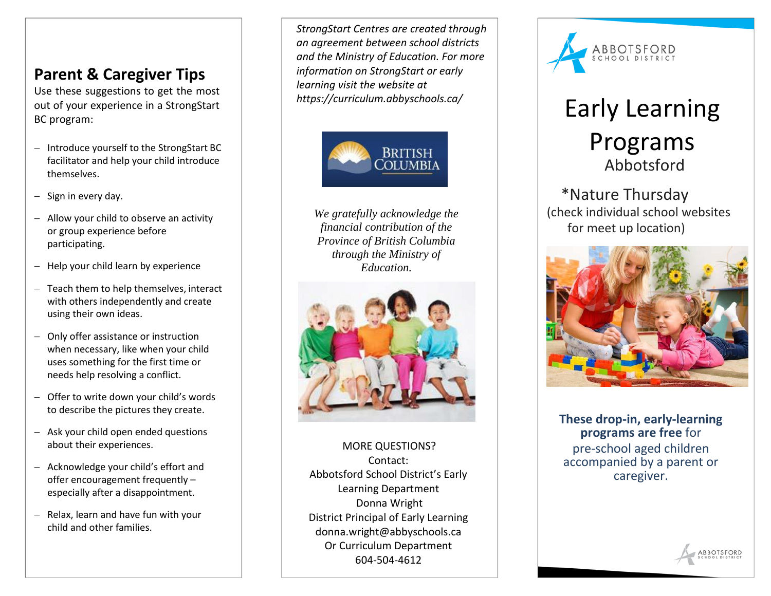## Parent & Caregiver Tips

Use these suggestions to get the most out of your experience in a StrongStart BC program:

- Introduce yourself to the StrongStart BC facilitator and help your child introduce themselves.
- Sign in every day.
- Allow your child to observe an activity or group experience before participating.
- Help your child learn by experience
- Teach them to help themselves, interact with others independently and create using their own ideas.
- Only offer assistance or instruction when necessary, like when your child uses something for the first time or needs help resolving a conflict.
- Offer to write down your child's words to describe the pictures they create.
- Ask your child open ended questions about their experiences.
- Acknowledge your child's effort and offer encouragement frequently – especially after a disappointment.
- Relax, learn and have fun with your child and other families.

*StrongStart Centres are created through an agreement between school districts and the Ministry of Education. For more information on StrongStart or early learning visit the website at https://curriculum.abbyschools.ca/*

BRITISH COLUMBIA

*We gratefully acknowledge the financial contribution of the Province of British Columbia through the Ministry of Education.*

MORE QUESTIONS?
Contact:
Abbotsford School District's Early Learning Department
Donna Wright
District Principal of Early Learning
donna.wright@abbyschools.ca
Or Curriculum Department
604-504-4612

ABBOTSFORD SCHOOL DISTRICT

# Early Learning Programs

Abbotsford

*Nature Thursday
(check individual school websites for meet up location)

**These drop-in, early-learning programs are free** for pre-school aged children accompanied by a parent or caregiver.

ABBOTSFORD SCHOOL DISTRICT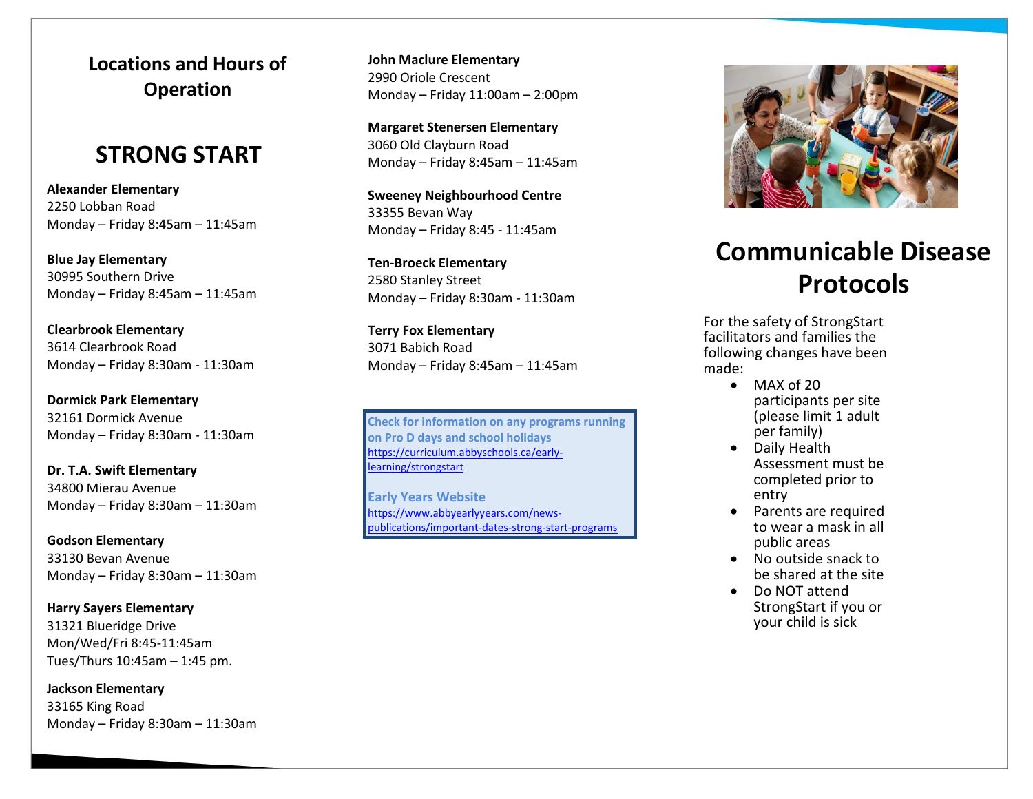## Locations and Hours of Operation

# STRONG START

**Alexander Elementary**
2250 Lobban Road
Monday – Friday 8:45am – 11:45am

**Blue Jay Elementary**
30995 Southern Drive
Monday – Friday 8:45am – 11:45am

**Clearbrook Elementary**
3614 Clearbrook Road
Monday – Friday 8:30am - 11:30am

**Dormick Park Elementary**
32161 Dormick Avenue
Monday – Friday 8:30am - 11:30am

**Dr. T.A. Swift Elementary**
34800 Mierau Avenue
Monday – Friday 8:30am – 11:30am

**Godson Elementary**
33130 Bevan Avenue
Monday – Friday 8:30am – 11:30am

**Harry Sayers Elementary**
31321 Blueridge Drive
Mon/Wed/Fri 8:45-11:45am
Tues/Thurs 10:45am – 1:45 pm.

**Jackson Elementary**
33165 King Road
Monday – Friday 8:30am – 11:30am

**John Maclure Elementary**
2990 Oriole Crescent
Monday – Friday 11:00am – 2:00pm

**Margaret Stenersen Elementary**
3060 Old Clayburn Road
Monday – Friday 8:45am – 11:45am

**Sweeney Neighbourhood Centre**
33355 Bevan Way
Monday – Friday 8:45 - 11:45am

**Ten-Broeck Elementary**
2580 Stanley Street
Monday – Friday 8:30am - 11:30am

**Terry Fox Elementary**
3071 Babich Road
Monday – Friday 8:45am – 11:45am

**Check for information on any programs running on Pro D days and school holidays**
https://curriculum.abbyschools.ca/early-learning/strongstart

**Early Years Website**
https://www.abbeyearlyyears.com/news-publications/important-dates-strong-start-programs

# Communicable Disease Protocols

For the safety of StrongStart facilitators and families the following changes have been made:

- MAX of 20 participants per site (please limit 1 adult per family)
- Daily Health Assessment must be completed prior to entry
- Parents are required to wear a mask in all public areas
- No outside snack to be shared at the site
- Do NOT attend StrongStart if you or your child is sick